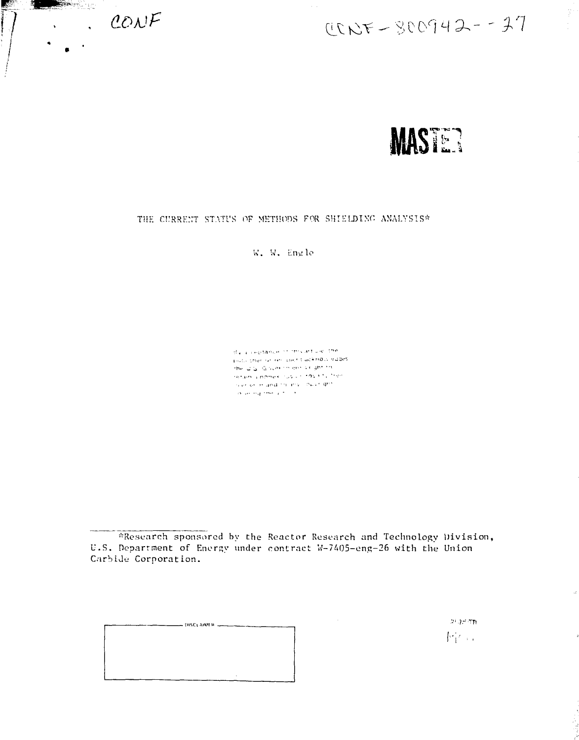CONF

CONF-800942--37

MASTER

# THE CURRENT STATUS OF METHODS FOR SHIELDING ANALYSIS*

W. W. Engle

*Research sponsored by the Reactor Research and Technology Division, U.S. Department of Energy under contract W-7405-eng-26 with the Union Carbide Corporation.

DISCLAIMER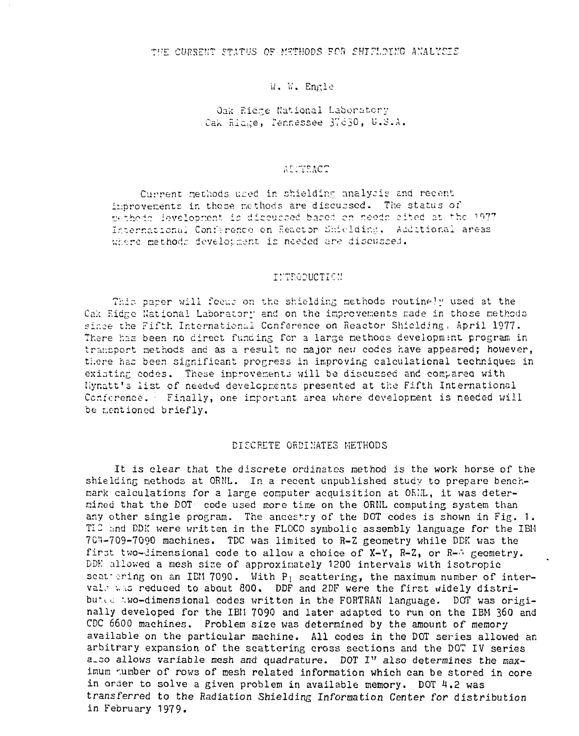# THE CURRENT STATUS OF METHODS FOR SHIELDING ANALYSIS

W. W. Engle

Oak Ridge National Laboratory
Oak Ridge, Tennessee 37830, U.S.A.

## ABSTRACT

Current methods used in shielding analysis and recent improvements in those methods are discussed. The status of methods development is discussed based on needs cited at the 1977 International Conference on Reactor Shielding. Additional areas where methods development is needed are discussed.

## INTRODUCTION

This paper will focus on the shielding methods routinely used at the Oak Ridge National Laboratory and on the improvements made in those methods since the Fifth International Conference on Reactor Shielding, April 1977. There has been no direct funding for a large methods development program in transport methods and as a result no major new codes have appeared; however, there has been significant progress in improving calculational techniques in existing codes. These improvements will be discussed and compared with Mynatt's list of needed developments presented at the Fifth International Conference. Finally, one important area where development is needed will be mentioned briefly.

## DISCRETE ORDINATES METHODS

It is clear that the discrete ordinates method is the work horse of the shielding methods at ORNL. In a recent unpublished study to prepare benchmark calculations for a large computer acquisition at ORNL, it was determined that the DOT code used more time on the ORNL computing system than any other single program. The ancestry of the DOT codes is shown in Fig. 1. TDC and DDK were written in the FLOCO symbolic assembly language for the IBM 704-709-7090 machines. TDC was limited to R-Z geometry while DDK was the first two-dimensional code to allow a choice of X-Y, R-Z, or R-θ geometry. DDK allowed a mesh size of approximately 1200 intervals with isotropic scattering on an IBM 7090. With $P_1$ scattering, the maximum number of intervals was reduced to about 800. DDF and 2DF were the first widely distributed two-dimensional codes written in the FORTRAN language. DOT was originally developed for the IBM 7090 and later adapted to run on the IBM 360 and CDC 6600 machines. Problem size was determined by the amount of memory available on the particular machine. All codes in the DOT series allowed an arbitrary expansion of the scattering cross sections and the DOT IV series also allows variable mesh and quadrature. DOT IV also determines the maximum number of rows of mesh related information which can be stored in core in order to solve a given problem in available memory. DOT 4.2 was transferred to the Radiation Shielding Information Center for distribution in February 1979.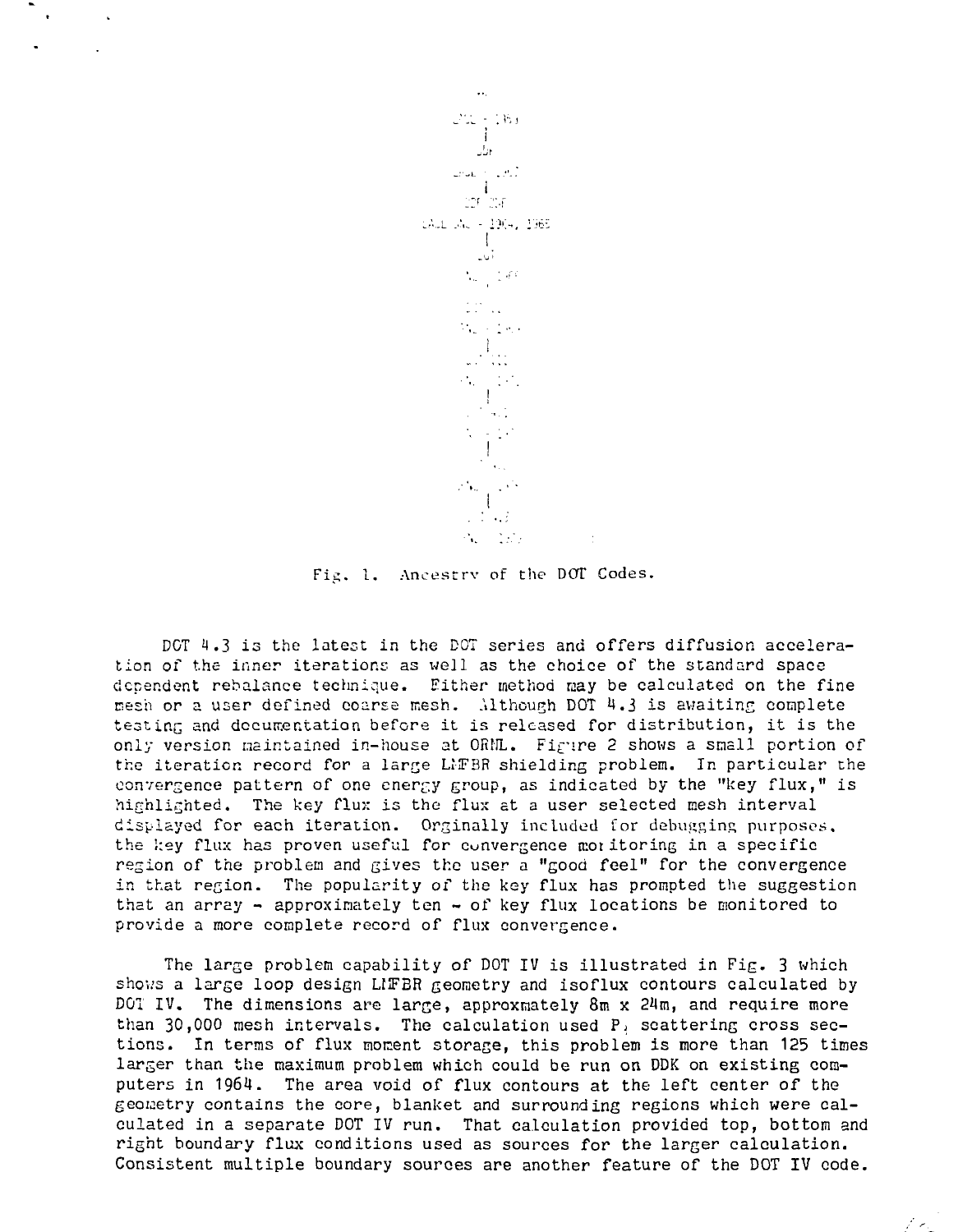Fig. 1. Ancestry of the DOT Codes.

DOT 4.3 is the latest in the DOT series and offers diffusion acceleration of the inner iterations as well as the choice of the standard space dependent rebalance technique. Either method may be calculated on the fine mesh or a user defined coarse mesh. Although DOT 4.3 is awaiting complete testing and documentation before it is released for distribution, it is the only version maintained in-house at ORNL. Figure 2 shows a small portion of the iteration record for a large LMFBR shielding problem. In particular the convergence pattern of one energy group, as indicated by the "key flux," is highlighted. The key flux is the flux at a user selected mesh interval displayed for each iteration. Orginally included for debugging purposes, the key flux has proven useful for convergence monitoring in a specific region of the problem and gives the user a "good feel" for the convergence in that region. The popularity of the key flux has prompted the suggestion that an array - approximately ten - of key flux locations be monitored to provide a more complete record of flux convergence.

The large problem capability of DOT IV is illustrated in Fig. 3 which shows a large loop design LMFBR geometry and isoflux contours calculated by DOT IV. The dimensions are large, approxmately 8m x 24m, and require more than 30,000 mesh intervals. The calculation used $P_3$ scattering cross sections. In terms of flux moment storage, this problem is more than 125 times larger than the maximum problem which could be run on DDK on existing computers in 1964. The area void of flux contours at the left center of the geometry contains the core, blanket and surrounding regions which were calculated in a separate DOT IV run. That calculation provided top, bottom and right boundary flux conditions used as sources for the larger calculation. Consistent multiple boundary sources are another feature of the DOT IV code.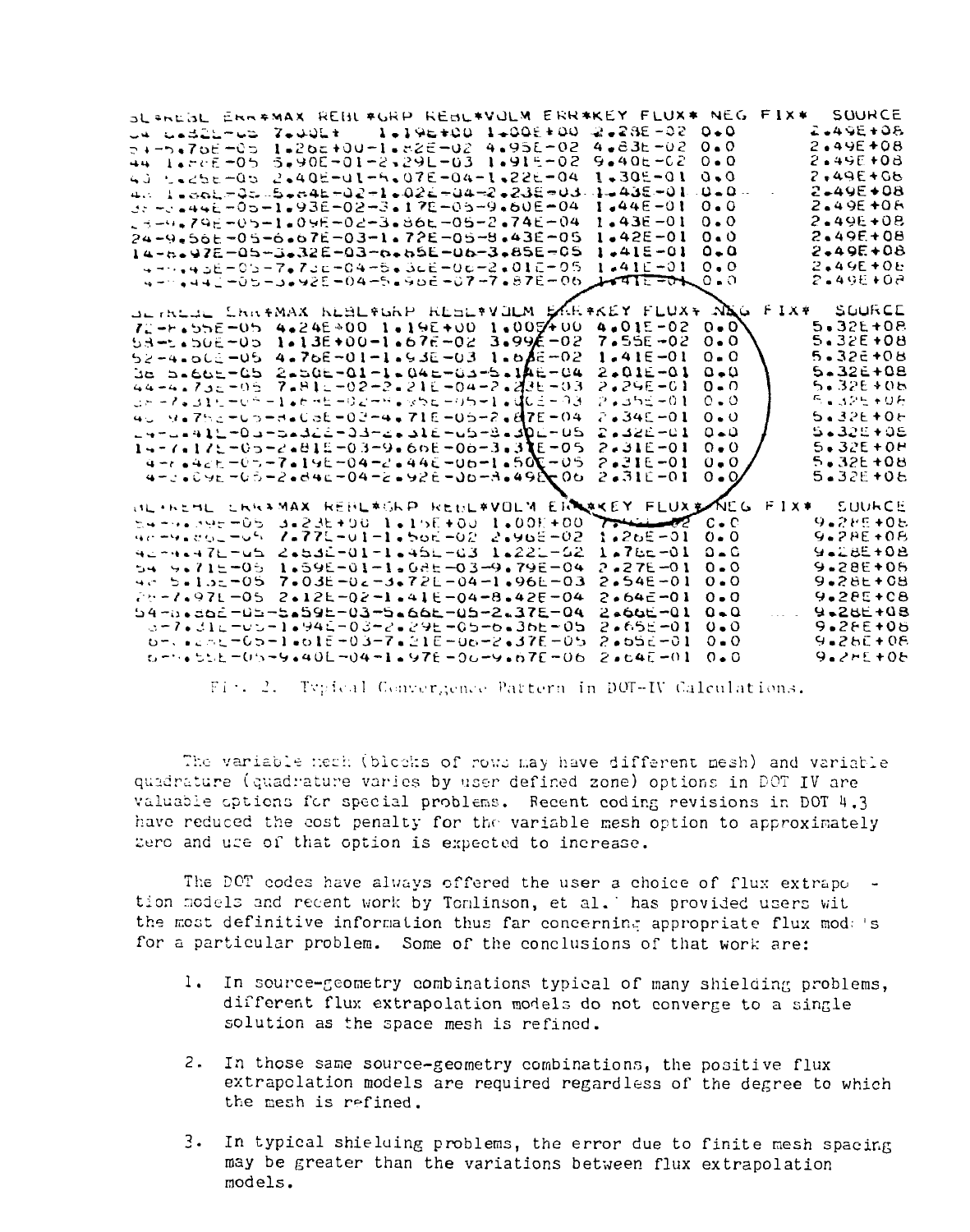```
OL*REBL ERR*MAX REBL*GRP REBL*VOLM ERR*KEY FLUX* NEG FIX*   SOURCE
.. ..32E-05 7.00E+      1.19E+00 1.00E+00 2.28E-02  0.0            2.49E+08
..-5.76E-05 1.26E+00-1.82E-02 4.95E-02 4.83E-02  0.0            2.49E+08
44 1.66E-05 5.90E-01-2.29E-03 1.91E-02 9.40E-02  0.0            2.49E+08
43 ..25E-05 2.40E-01-4.07E-04-1.22E-04 1.30E-01  0.0            2.49E+08
4. 1.66E-05-5.84E-02-1.02E-04-2.23E-03 1.43E-01  0.0            2.49E+08
..-..44E-05-1.93E-02-3.17E-05-9.60E-04 1.44E-01  0.0            2.49E+08
..-4.79E-05-1.09E-02-3.86E-05-2.74E-04 1.43E-01  0.0            2.49E+08
24-9.56E-05-6.67E-03-1.72E-05-8.43E-05 1.42E-01  0.0            2.49E+08
14-8.97E-05-3.32E-03-6.65E-06-3.85E-05 1.41E-01  0.0            2.49E+08
4-..45E-05-7.73E-04-5.35E-06-2.01E-05 1.41E-01  0.0            2.49E+08
4-..44E-05-3.92E-04-5.90E-07-7.87E-06 1.41E-01  0.0            2.49E+08

OL*REBL ERR*MAX REBL*GRP REBL*VOLM ERR*KEY FLUX* NEG FIX*   SOURCE
72-8.55E-05 4.24E+00 1.19E+00 1.00E+00 4.01E-02  0.0            5.32E+08
58-5.50E-05 1.13E+00-1.67E-02 3.99E-02 7.55E-02  0.0            5.32E+08
52-4.60E-05 4.76E-01-1.93E-03 1.68E-02 1.41E-01  0.0            5.32E+08
38 5.66E-05 2.50E-01-1.04E-03-5.14E-04 2.01E-01  0.0            5.32E+08
44-4.73E-05 7.81E-02-2.21E-04-2.23E-03 2.29E-01  0.0            5.32E+08
..-7.31E-05-1.66E-02-..35E-05-1.06E-03 2.35E-01  0.0            5.32E+08
4. 9.75E-05-8.03E-03-4.71E-05-2.87E-04 2.34E-01  0.0            5.32E+08
..-..41E-05-5.32E-03-2.31E-05-8.30E-05 2.32E-01  0.0            5.32E+08
14-7.17E-05-2.81E-03-9.60E-06-3.31E-05 2.31E-01  0.0            5.32E+08
4-..44E-05-7.19E-04-2.44E-06-1.50E-05 2.31E-01  0.0            5.32E+08
4-2.09E-05-2.84E-04-2.92E-06-8.49E-06 2.31E-01  0.0            5.32E+08

OL*REBL ERR*MAX REBL*GRP REBL*VOLM ERR*KEY FLUX* NEG FIX*   SOURCE
54-..39E-05 3.23E+00 1.15E+00 1.00E+00 7.....E-02  0.0            9.28E+08
4.-9.80E-05 7.77E-01-1.56E-02 2.96E-02 1.26E-01  0.0            9.28E+08
42-4.47E-05 2.53E-01-1.45E-03 1.22E-02 1.76E-01  0.0            9.28E+08
54 9.71E-05 1.59E-01-1.08E-03-9.79E-04 2.27E-01  0.0            9.28E+08
4. 5.13E-05 7.03E-02-3.72E-04-1.96E-03 2.54E-01  0.0            9.28E+08
..-7.97E-05 2.12E-02-1.41E-04-8.42E-04 2.64E-01  0.0            9.28E+08
54-8.88E-05-5.59E-03-5.66E-05-2.37E-04 2.66E-01  0.0            9.28E+08
..-7.31E-05-1.94E-03-2.29E-05-6.36E-05 2.65E-01  0.0            9.28E+08
..-..84E-05-1.61E-03-7.21E-06-2.37E-05 2.65E-01  0.0            9.28E+08
..-..55E-05-9.40E-04-1.97E-06-9.67E-06 2.64E-01  0.0            9.28E+08
```

Fig. 2. Typical Convergence Pattern in DOT-IV Calculations.

The variable mesh (blocks of rows may have different mesh) and variable quadrature (quadrature varies by user defined zone) options in DOT IV are valuable options for special problems. Recent coding revisions in DOT 4.3 have reduced the cost penalty for the variable mesh option to approximately zero and use of that option is expected to increase.

The DOT codes have always offered the user a choice of flux extrapolation models and recent work by Tomlinson, et al.[7] has provided users with the most definitive information thus far concerning appropriate flux models for a particular problem. Some of the conclusions of that work are:

1. In source-geometry combinations typical of many shielding problems, different flux extrapolation models do not converge to a single solution as the space mesh is refined.

2. In those same source-geometry combinations, the positive flux extrapolation models are required regardless of the degree to which the mesh is refined.

3. In typical shielding problems, the error due to finite mesh spacing may be greater than the variations between flux extrapolation models.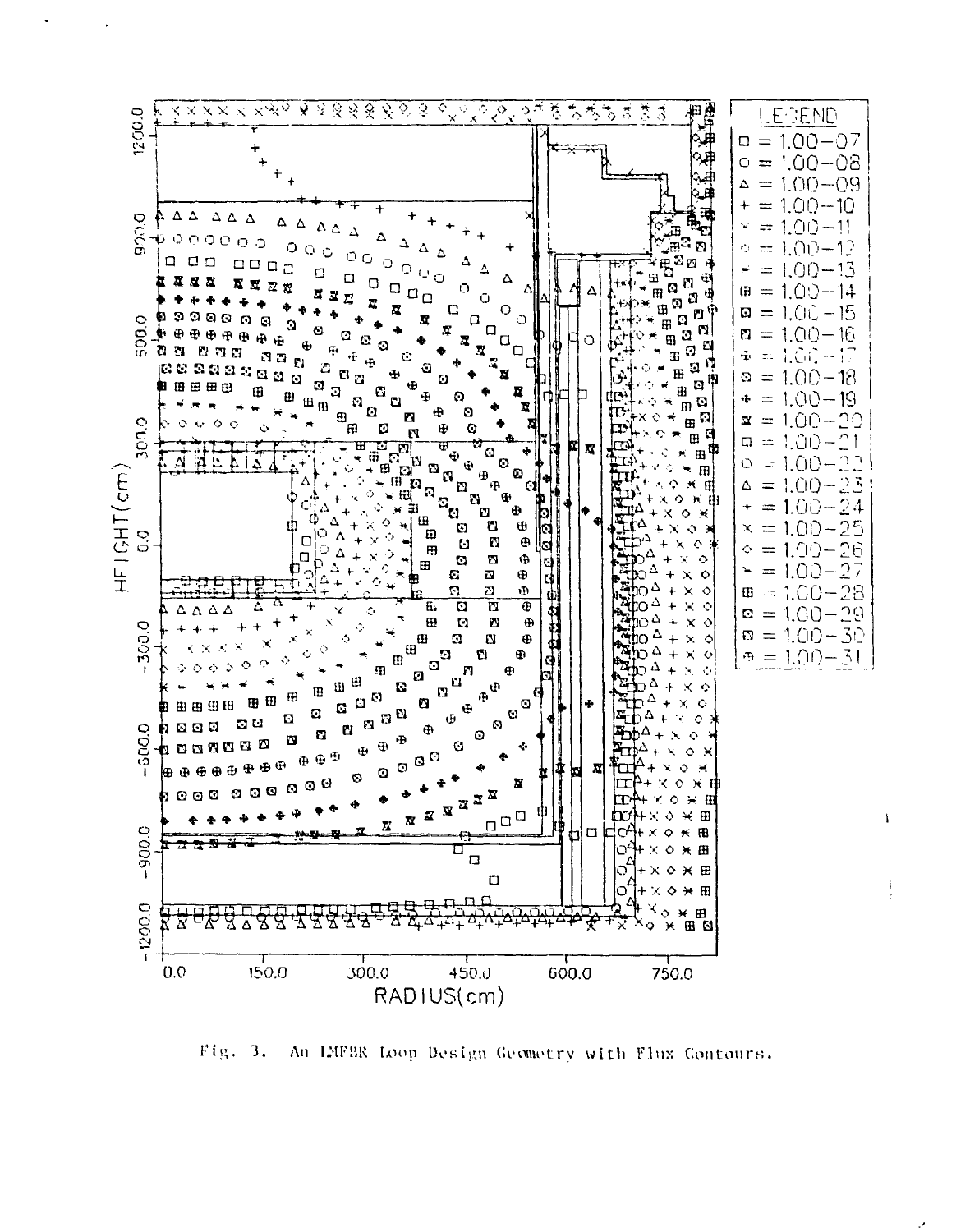Fig. 3. An LMFBR Loop Design Geometry with Flux Contours.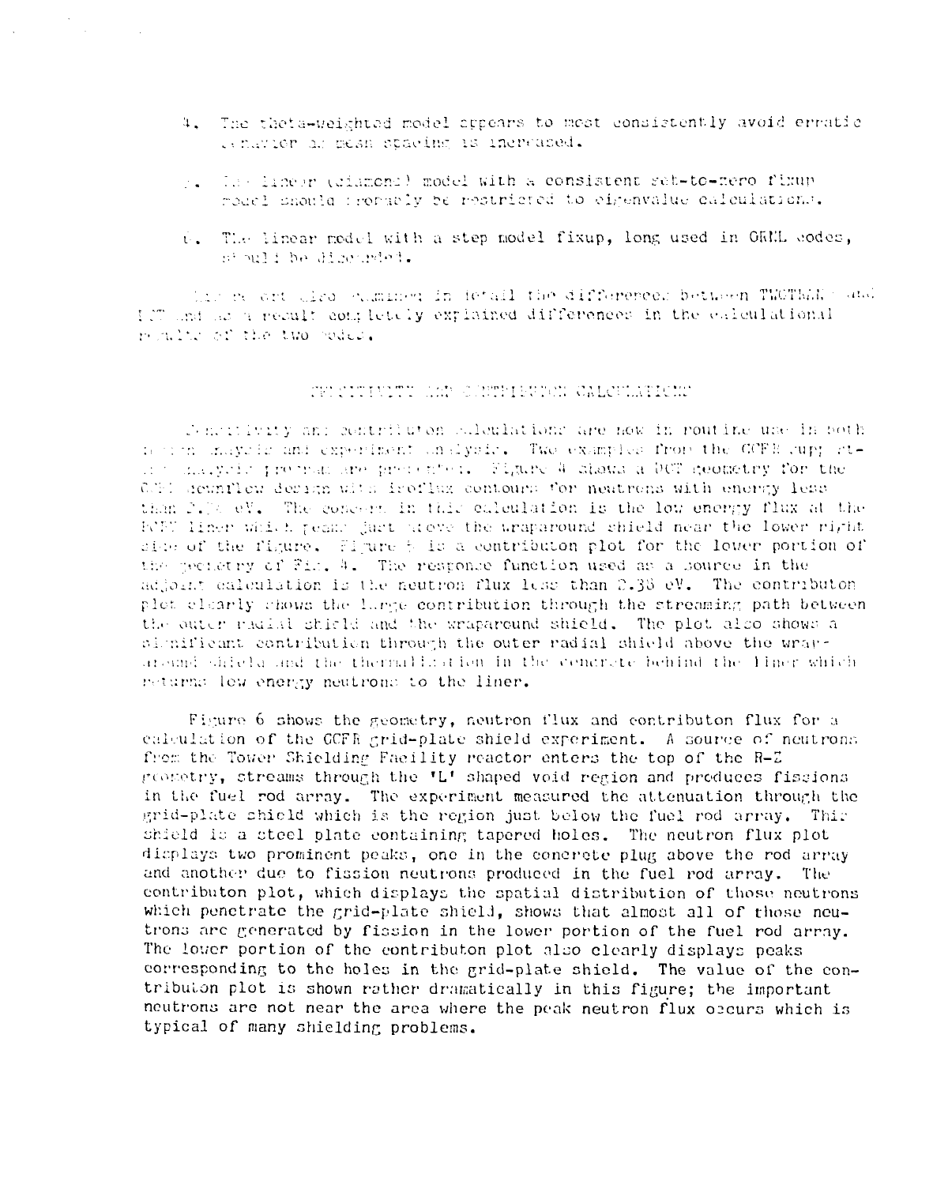4. The theta-weighted model appears to most consistently avoid erratic behavior as mesh spacing is increased.

5. The linear (diamond) model with a consistent set-to-zero fixup model should properly be restricted to eigenvalue calculations.

6. The linear model with a step model fixup, long used in ORNL codes, should be discarded.

The report also examined in detail the differences between TWOTRAN and DOT and as a result completely explained differences in the calculational results of the two codes.

## SENSITIVITY AND CONTRIBUTON CALCULATIONS

Sensitivity and contributon calculations are now in routine use in both design analysis and experiment analysis. Two examples from the GCFR support analysis program are presented. Figure 4 shows a DOT geometry for the GCFR downflow design with isoflux contours for neutrons with energy less than 2.38 eV. The concern in this calculation is the low energy flux at the PCRV liner which peaks just above the wraparound shield near the lower right side of the figure. Figure 5 is a contributon plot for the lower portion of the geometry of Fig. 4. The response function used as a source in the adjoint calculation is the neutron flux less than 2.38 eV. The contributon plot clearly shows the large contribution through the streaming path between the outer radial shield and the wraparound shield. The plot also shows a significant contribution through the outer radial shield above the wraparound shield and the thermalization in the concrete behind the liner which returns low energy neutrons to the liner.

Figure 6 shows the geometry, neutron flux and contributon flux for a calculation of the GCFR grid-plate shield experiment. A source of neutrons from the Tower Shielding Facility reactor enters the top of the R-Z geometry, streams through the 'L' shaped void region and produces fissions in the fuel rod array. The experiment measured the attenuation through the grid-plate shield which is the region just below the fuel rod array. This shield is a steel plate containing tapered holes. The neutron flux plot displays two prominent peaks, one in the concrete plug above the rod array and another due to fission neutrons produced in the fuel rod array. The contributon plot, which displays the spatial distribution of those neutrons which penetrate the grid-plate shield, shows that almost all of those neutrons are generated by fission in the lower portion of the fuel rod array. The lower portion of the contributon plot also clearly displays peaks corresponding to the holes in the grid-plate shield. The value of the contributon plot is shown rather dramatically in this figure; the important neutrons are not near the area where the peak neutron flux occurs which is typical of many shielding problems.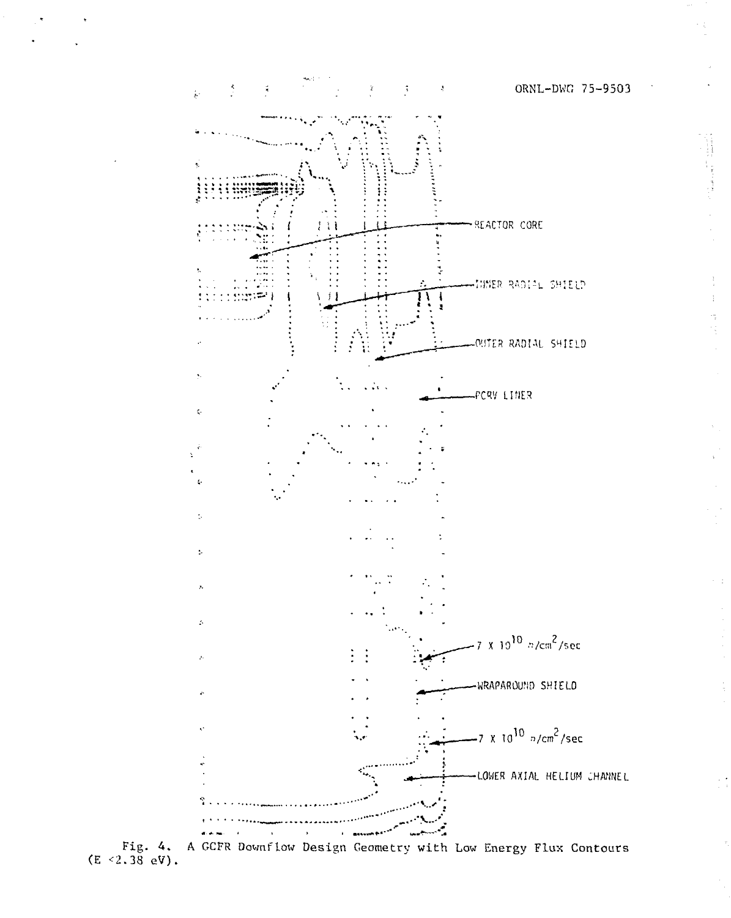ORNL-DWG 75-9503

REACTOR CORE

INNER RADIAL SHIELD

OUTER RADIAL SHIELD

PCRV LINER

$7 \times 10^{10}$ n/cm$^2$/sec

WRAPAROUND SHIELD

$7 \times 10^{10}$ n/cm$^2$/sec

LOWER AXIAL HELIUM CHANNEL

Fig. 4. A GCFR Downflow Design Geometry with Low Energy Flux Contours ($E < 2.38$ eV).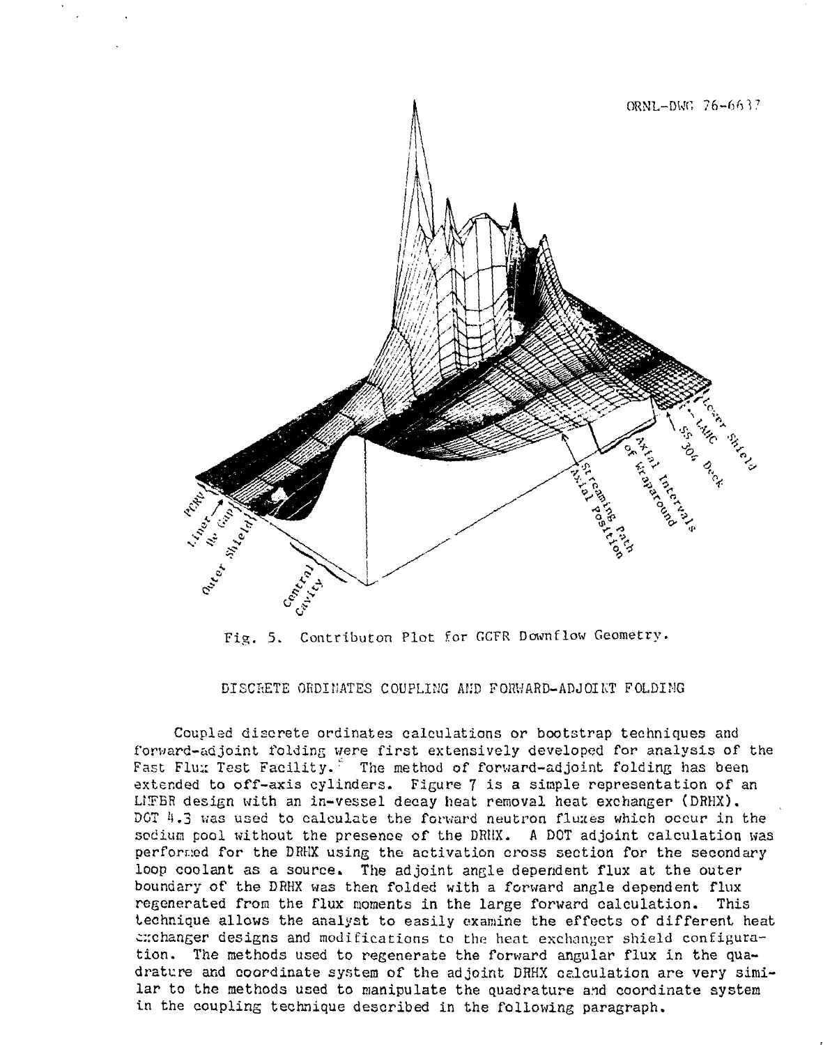Fig. 5. Contributon Plot for GCFR Downflow Geometry.

## DISCRETE ORDINATES COUPLING AND FORWARD-ADJOINT FOLDING

Coupled discrete ordinates calculations or bootstrap techniques and forward-adjoint folding were first extensively developed for analysis of the Fast Flux Test Facility.[5] The method of forward-adjoint folding has been extended to off-axis cylinders. Figure 7 is a simple representation of an LMFBR design with an in-vessel decay heat removal heat exchanger (DRHX). DOT 4.3 was used to calculate the forward neutron fluxes which occur in the sodium pool without the presence of the DRHX. A DOT adjoint calculation was performed for the DRHX using the activation cross section for the secondary loop coolant as a source. The adjoint angle dependent flux at the outer boundary of the DRHX was then folded with a forward angle dependent flux regenerated from the flux moments in the large forward calculation. This technique allows the analyst to easily examine the effects of different heat exchanger designs and modifications to the heat exchanger shield configuration. The methods used to regenerate the forward angular flux in the quadrature and coordinate system of the adjoint DRHX calculation are very similar to the methods used to manipulate the quadrature and coordinate system in the coupling technique described in the following paragraph.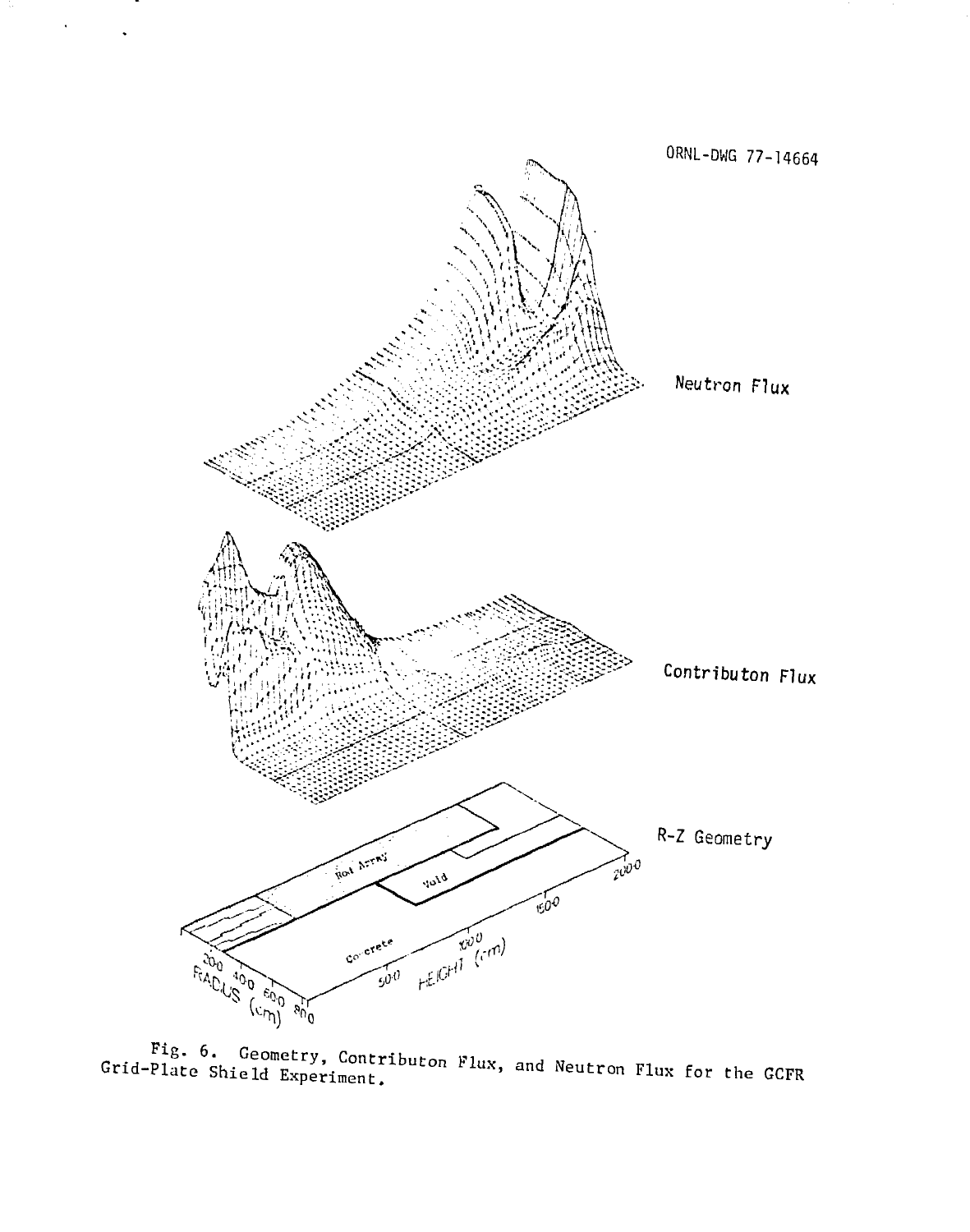ORNL-DWG 77-14664

Fig. 6. Geometry, Contributon Flux, and Neutron Flux for the GCFR Grid-Plate Shield Experiment.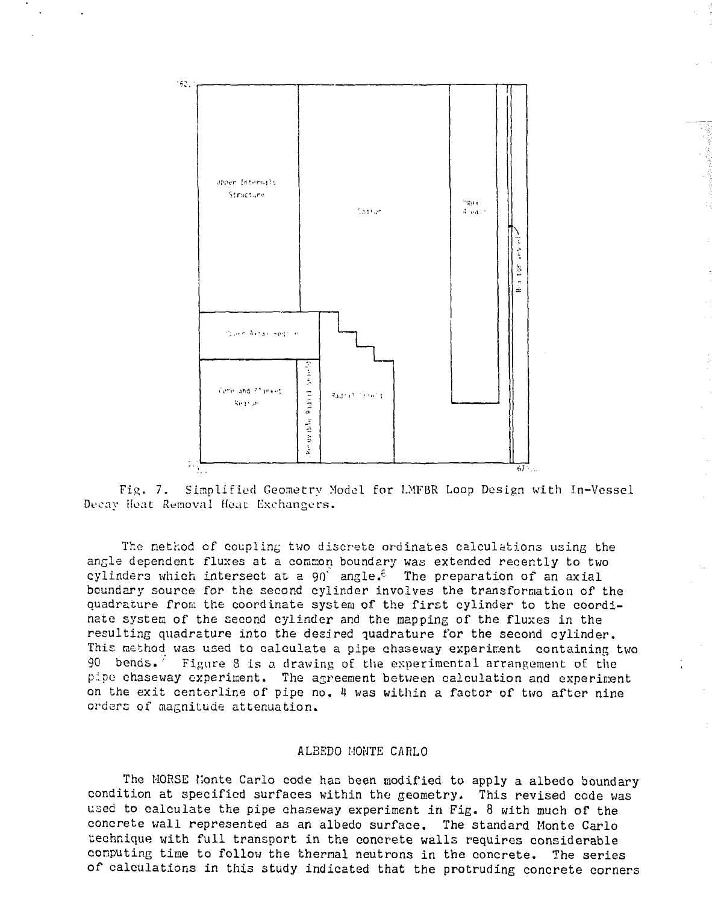Fig. 7. Simplified Geometry Model for LMFBR Loop Design with In-Vessel Decay Heat Removal Heat Exchangers.

The method of coupling two discrete ordinates calculations using the angle dependent fluxes at a common boundary was extended recently to two cylinders which intersect at a 90° angle.[6] The preparation of an axial boundary source for the second cylinder involves the transformation of the quadrature from the coordinate system of the first cylinder to the coordinate system of the second cylinder and the mapping of the fluxes in the resulting quadrature into the desired quadrature for the second cylinder. This method was used to calculate a pipe chaseway experiment containing two 90 bends.[7] Figure 8 is a drawing of the experimental arrangement of the pipe chaseway experiment. The agreement between calculation and experiment on the exit centerline of pipe no. 4 was within a factor of two after nine orders of magnitude attenuation.

## ALBEDO MONTE CARLO

The MORSE Monte Carlo code has been modified to apply a albedo boundary condition at specified surfaces within the geometry. This revised code was used to calculate the pipe chaseway experiment in Fig. 8 with much of the concrete wall represented as an albedo surface. The standard Monte Carlo technique with full transport in the concrete walls requires considerable computing time to follow the thermal neutrons in the concrete. The series of calculations in this study indicated that the protruding concrete corners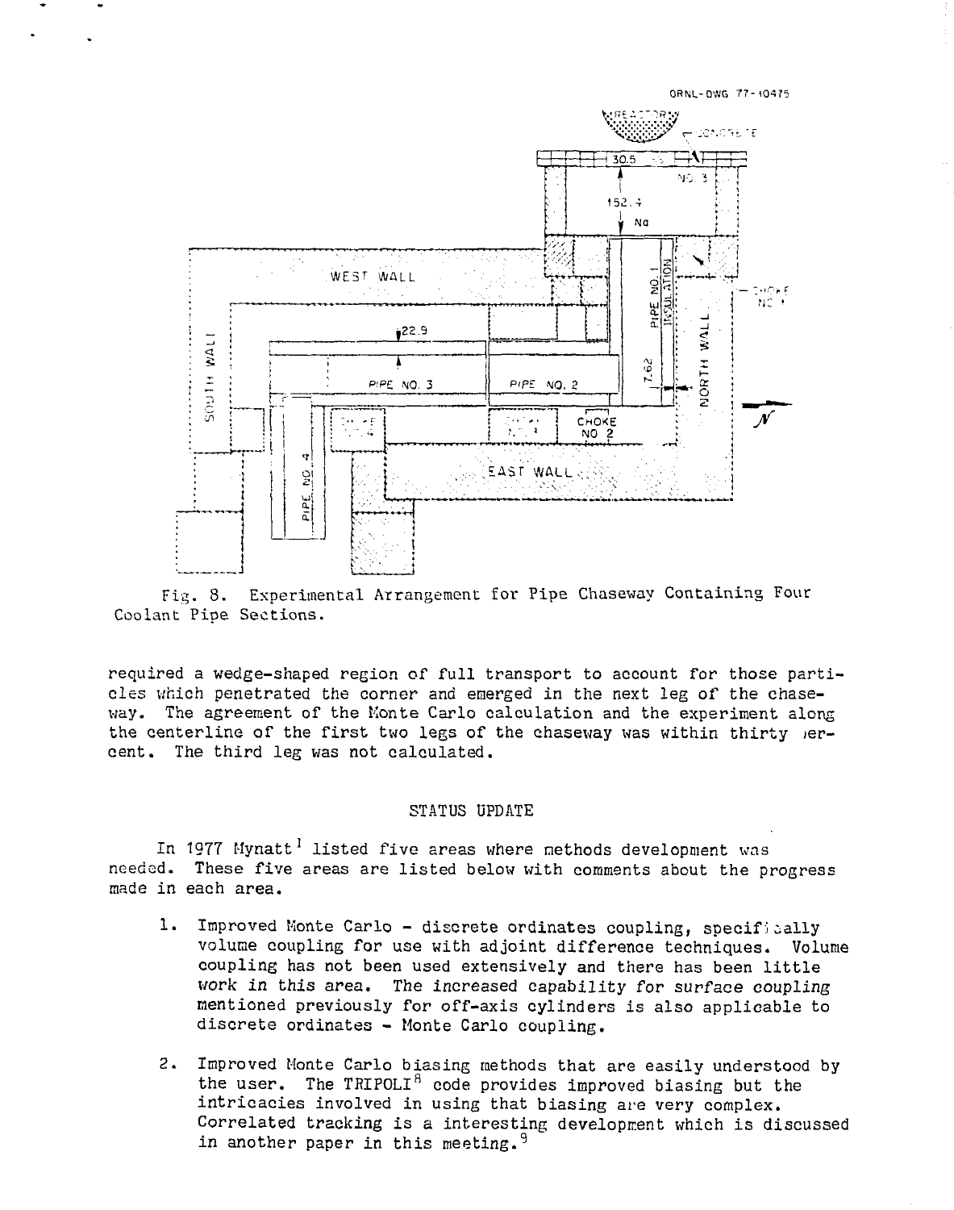Fig. 8. Experimental Arrangement for Pipe Chaseway Containing Four Coolant Pipe Sections.

required a wedge-shaped region of full transport to account for those particles which penetrated the corner and emerged in the next leg of the chaseway. The agreement of the Monte Carlo calculation and the experiment along the centerline of the first two legs of the chaseway was within thirty percent. The third leg was not calculated.

## STATUS UPDATE

In 1977 Mynatt[1] listed five areas where methods development was needed. These five areas are listed below with comments about the progress made in each area.

1. Improved Monte Carlo - discrete ordinates coupling, specifically volume coupling for use with adjoint difference techniques. Volume coupling has not been used extensively and there has been little work in this area. The increased capability for surface coupling mentioned previously for off-axis cylinders is also applicable to discrete ordinates - Monte Carlo coupling.

2. Improved Monte Carlo biasing methods that are easily understood by the user. The TRIPOLI[8] code provides improved biasing but the intricacies involved in using that biasing are very complex. Correlated tracking is a interesting development which is discussed in another paper in this meeting.[9]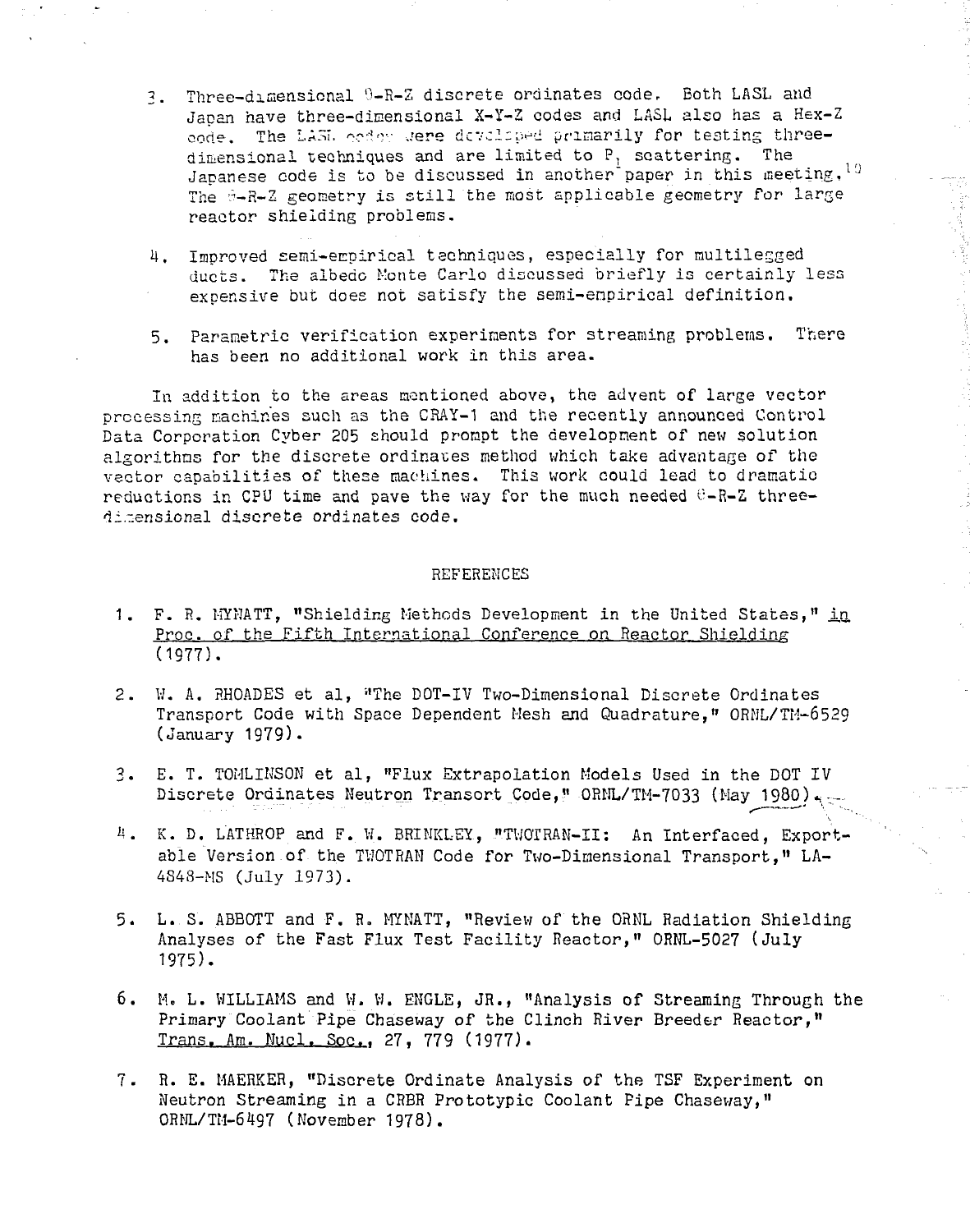3. Three-dimensional θ-R-Z discrete ordinates code. Both LASL and Japan have three-dimensional X-Y-Z codes and LASL also has a Hex-Z code. The LASL codes were developed primarily for testing three-dimensional techniques and are limited to $P_1$ scattering. The Japanese code is to be discussed in another paper in this meeting.[10] The θ-R-Z geometry is still the most applicable geometry for large reactor shielding problems.

4. Improved semi-empirical techniques, especially for multilegged ducts. The albedo Monte Carlo discussed briefly is certainly less expensive but does not satisfy the semi-empirical definition.

5. Parametric verification experiments for streaming problems. There has been no additional work in this area.

In addition to the areas mentioned above, the advent of large vector processing machines such as the CRAY-1 and the recently announced Control Data Corporation Cyber 205 should prompt the development of new solution algorithms for the discrete ordinates method which take advantage of the vector capabilities of these machines. This work could lead to dramatic reductions in CPU time and pave the way for the much needed θ-R-Z three-dimensional discrete ordinates code.

## REFERENCES

1. F. R. MYNATT, "Shielding Methods Development in the United States," in Proc. of the Fifth International Conference on Reactor Shielding (1977).

2. W. A. RHOADES et al, "The DOT-IV Two-Dimensional Discrete Ordinates Transport Code with Space Dependent Mesh and Quadrature," ORNL/TM-6529 (January 1979).

3. E. T. TOMLINSON et al, "Flux Extrapolation Models Used in the DOT IV Discrete Ordinates Neutron Transport Code," ORNL/TM-7033 (May 1980).

4. K. D. LATHROP and F. W. BRINKLEY, "TWOTRAN-II: An Interfaced, Exportable Version of the TWOTRAN Code for Two-Dimensional Transport," LA-4848-MS (July 1973).

5. L. S. ABBOTT and F. R. MYNATT, "Review of the ORNL Radiation Shielding Analyses of the Fast Flux Test Facility Reactor," ORNL-5027 (July 1975).

6. M. L. WILLIAMS and W. W. ENGLE, JR., "Analysis of Streaming Through the Primary Coolant Pipe Chaseway of the Clinch River Breeder Reactor," Trans. Am. Nucl. Soc., 27, 779 (1977).

7. R. E. MAERKER, "Discrete Ordinate Analysis of the TSF Experiment on Neutron Streaming in a CRBR Prototypic Coolant Pipe Chaseway," ORNL/TM-6497 (November 1978).